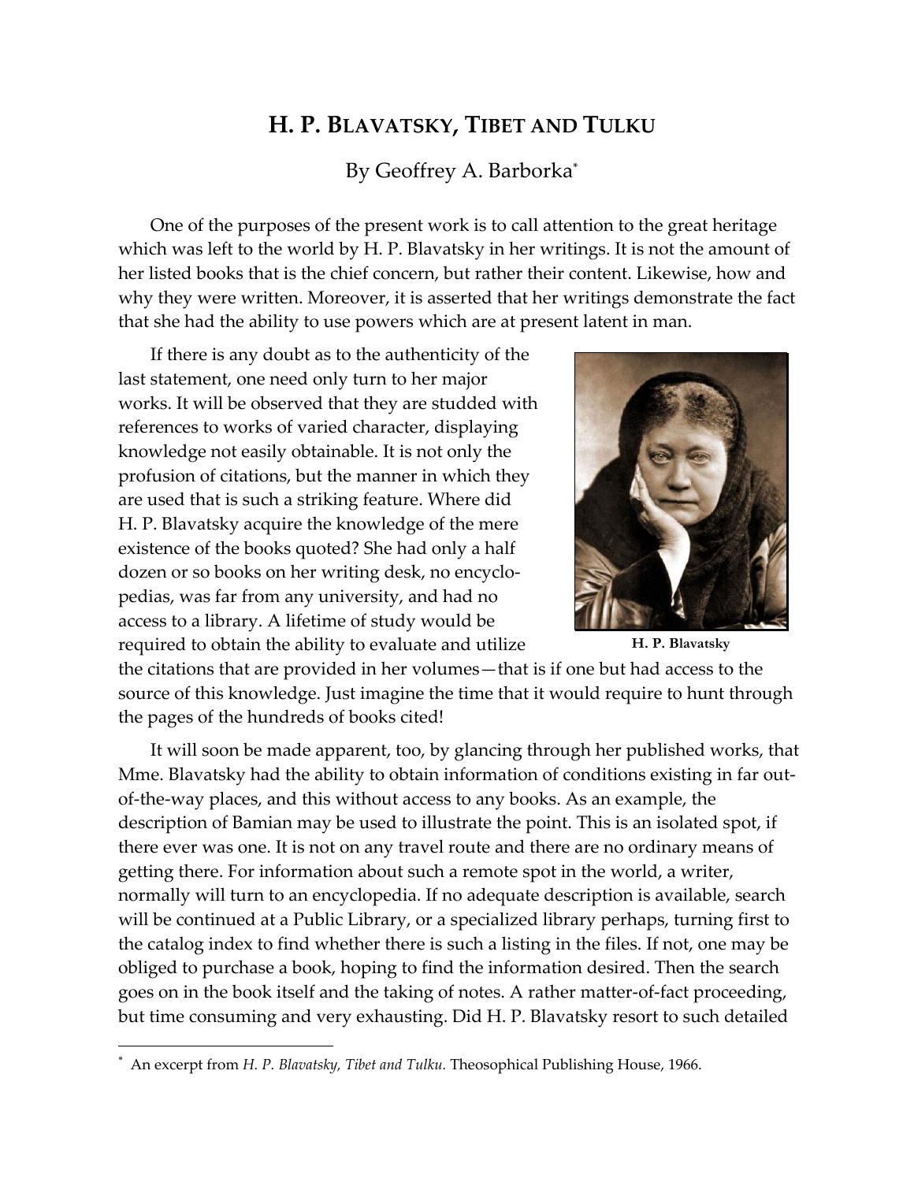# H. P. Blavatsky, Tibet and Tulku

By Geoffrey A. Barborka[*]

One of the purposes of the present work is to call attention to the great heritage which was left to the world by H. P. Blavatsky in her writings. It is not the amount of her listed books that is the chief concern, but rather their content. Likewise, how and why they were written. Moreover, it is asserted that her writings demonstrate the fact that she had the ability to use powers which are at present latent in man.

If there is any doubt as to the authenticity of the last statement, one need only turn to her major works. It will be observed that they are studded with references to works of varied character, displaying knowledge not easily obtainable. It is not only the profusion of citations, but the manner in which they are used that is such a striking feature. Where did H. P. Blavatsky acquire the knowledge of the mere existence of the books quoted? She had only a half dozen or so books on her writing desk, no encyclopedias, was far from any university, and had no access to a library. A lifetime of study would be required to obtain the ability to evaluate and utilize the citations that are provided in her volumes—that is if one but had access to the source of this knowledge. Just imagine the time that it would require to hunt through the pages of the hundreds of books cited!

H. P. Blavatsky

It will soon be made apparent, too, by glancing through her published works, that Mme. Blavatsky had the ability to obtain information of conditions existing in far out-of-the-way places, and this without access to any books. As an example, the description of Bamian may be used to illustrate the point. This is an isolated spot, if there ever was one. It is not on any travel route and there are no ordinary means of getting there. For information about such a remote spot in the world, a writer, normally will turn to an encyclopedia. If no adequate description is available, search will be continued at a Public Library, or a specialized library perhaps, turning first to the catalog index to find whether there is such a listing in the files. If not, one may be obliged to purchase a book, hoping to find the information desired. Then the search goes on in the book itself and the taking of notes. A rather matter-of-fact proceeding, but time consuming and very exhausting. Did H. P. Blavatsky resort to such detailed

[*] An excerpt from *H. P. Blavatsky, Tibet and Tulku*. Theosophical Publishing House, 1966.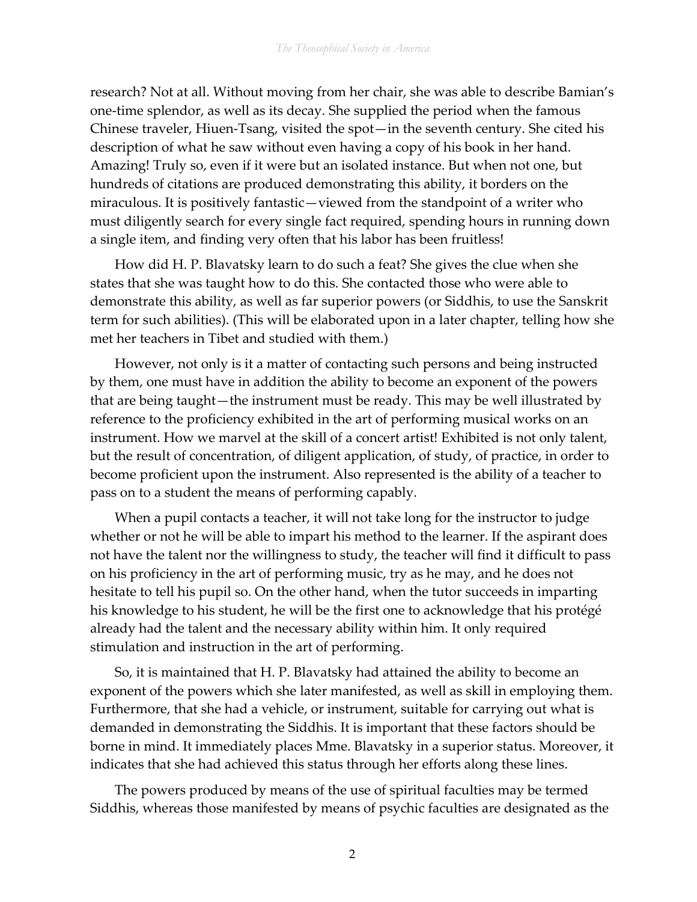research? Not at all. Without moving from her chair, she was able to describe Bamian's one-time splendor, as well as its decay. She supplied the period when the famous Chinese traveler, Hiuen-Tsang, visited the spot—in the seventh century. She cited his description of what he saw without even having a copy of his book in her hand. Amazing! Truly so, even if it were but an isolated instance. But when not one, but hundreds of citations are produced demonstrating this ability, it borders on the miraculous. It is positively fantastic—viewed from the standpoint of a writer who must diligently search for every single fact required, spending hours in running down a single item, and finding very often that his labor has been fruitless!

How did H. P. Blavatsky learn to do such a feat? She gives the clue when she states that she was taught how to do this. She contacted those who were able to demonstrate this ability, as well as far superior powers (or Siddhis, to use the Sanskrit term for such abilities). (This will be elaborated upon in a later chapter, telling how she met her teachers in Tibet and studied with them.)

However, not only is it a matter of contacting such persons and being instructed by them, one must have in addition the ability to become an exponent of the powers that are being taught—the instrument must be ready. This may be well illustrated by reference to the proficiency exhibited in the art of performing musical works on an instrument. How we marvel at the skill of a concert artist! Exhibited is not only talent, but the result of concentration, of diligent application, of study, of practice, in order to become proficient upon the instrument. Also represented is the ability of a teacher to pass on to a student the means of performing capably.

When a pupil contacts a teacher, it will not take long for the instructor to judge whether or not he will be able to impart his method to the learner. If the aspirant does not have the talent nor the willingness to study, the teacher will find it difficult to pass on his proficiency in the art of performing music, try as he may, and he does not hesitate to tell his pupil so. On the other hand, when the tutor succeeds in imparting his knowledge to his student, he will be the first one to acknowledge that his protégé already had the talent and the necessary ability within him. It only required stimulation and instruction in the art of performing.

So, it is maintained that H. P. Blavatsky had attained the ability to become an exponent of the powers which she later manifested, as well as skill in employing them. Furthermore, that she had a vehicle, or instrument, suitable for carrying out what is demanded in demonstrating the Siddhis. It is important that these factors should be borne in mind. It immediately places Mme. Blavatsky in a superior status. Moreover, it indicates that she had achieved this status through her efforts along these lines.

The powers produced by means of the use of spiritual faculties may be termed Siddhis, whereas those manifested by means of psychic faculties are designated as the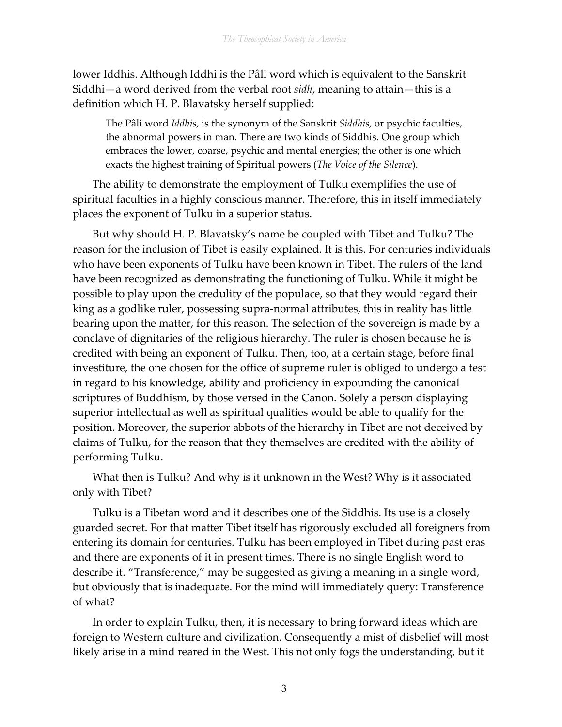lower Iddhis. Although Iddhi is the Pâli word which is equivalent to the Sanskrit Siddhi—a word derived from the verbal root *sidh*, meaning to attain—this is a definition which H. P. Blavatsky herself supplied:

> The Pâli word *Iddhis*, is the synonym of the Sanskrit *Siddhis*, or psychic faculties, the abnormal powers in man. There are two kinds of Siddhis. One group which embraces the lower, coarse, psychic and mental energies; the other is one which exacts the highest training of Spiritual powers (*The Voice of the Silence*).

The ability to demonstrate the employment of Tulku exemplifies the use of spiritual faculties in a highly conscious manner. Therefore, this in itself immediately places the exponent of Tulku in a superior status.

But why should H. P. Blavatsky's name be coupled with Tibet and Tulku? The reason for the inclusion of Tibet is easily explained. It is this. For centuries individuals who have been exponents of Tulku have been known in Tibet. The rulers of the land have been recognized as demonstrating the functioning of Tulku. While it might be possible to play upon the credulity of the populace, so that they would regard their king as a godlike ruler, possessing supra-normal attributes, this in reality has little bearing upon the matter, for this reason. The selection of the sovereign is made by a conclave of dignitaries of the religious hierarchy. The ruler is chosen because he is credited with being an exponent of Tulku. Then, too, at a certain stage, before final investiture, the one chosen for the office of supreme ruler is obliged to undergo a test in regard to his knowledge, ability and proficiency in expounding the canonical scriptures of Buddhism, by those versed in the Canon. Solely a person displaying superior intellectual as well as spiritual qualities would be able to qualify for the position. Moreover, the superior abbots of the hierarchy in Tibet are not deceived by claims of Tulku, for the reason that they themselves are credited with the ability of performing Tulku.

What then is Tulku? And why is it unknown in the West? Why is it associated only with Tibet?

Tulku is a Tibetan word and it describes one of the Siddhis. Its use is a closely guarded secret. For that matter Tibet itself has rigorously excluded all foreigners from entering its domain for centuries. Tulku has been employed in Tibet during past eras and there are exponents of it in present times. There is no single English word to describe it. "Transference," may be suggested as giving a meaning in a single word, but obviously that is inadequate. For the mind will immediately query: Transference of what?

In order to explain Tulku, then, it is necessary to bring forward ideas which are foreign to Western culture and civilization. Consequently a mist of disbelief will most likely arise in a mind reared in the West. This not only fogs the understanding, but it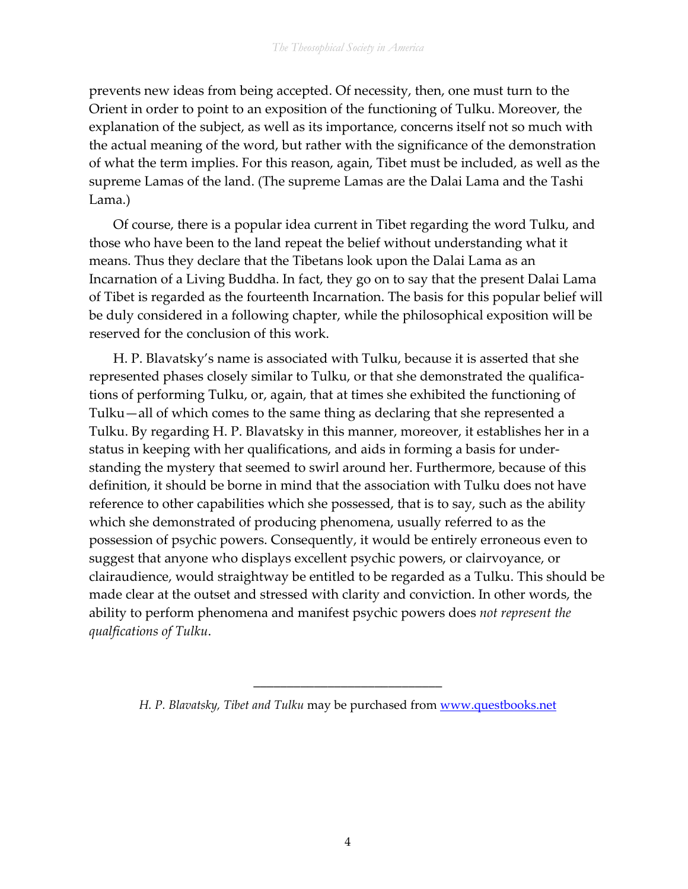prevents new ideas from being accepted. Of necessity, then, one must turn to the Orient in order to point to an exposition of the functioning of Tulku. Moreover, the explanation of the subject, as well as its importance, concerns itself not so much with the actual meaning of the word, but rather with the significance of the demonstration of what the term implies. For this reason, again, Tibet must be included, as well as the supreme Lamas of the land. (The supreme Lamas are the Dalai Lama and the Tashi Lama.)

Of course, there is a popular idea current in Tibet regarding the word Tulku, and those who have been to the land repeat the belief without understanding what it means. Thus they declare that the Tibetans look upon the Dalai Lama as an Incarnation of a Living Buddha. In fact, they go on to say that the present Dalai Lama of Tibet is regarded as the fourteenth Incarnation. The basis for this popular belief will be duly considered in a following chapter, while the philosophical exposition will be reserved for the conclusion of this work.

H. P. Blavatsky's name is associated with Tulku, because it is asserted that she represented phases closely similar to Tulku, or that she demonstrated the qualifications of performing Tulku, or, again, that at times she exhibited the functioning of Tulku—all of which comes to the same thing as declaring that she represented a Tulku. By regarding H. P. Blavatsky in this manner, moreover, it establishes her in a status in keeping with her qualifications, and aids in forming a basis for understanding the mystery that seemed to swirl around her. Furthermore, because of this definition, it should be borne in mind that the association with Tulku does not have reference to other capabilities which she possessed, that is to say, such as the ability which she demonstrated of producing phenomena, usually referred to as the possession of psychic powers. Consequently, it would be entirely erroneous even to suggest that anyone who displays excellent psychic powers, or clairvoyance, or clairaudience, would straightway be entitled to be regarded as a Tulku. This should be made clear at the outset and stressed with clarity and conviction. In other words, the ability to perform phenomena and manifest psychic powers does *not represent the qualfications of Tulku*.

---

*H. P. Blavatsky, Tibet and Tulku* may be purchased from www.questbooks.net